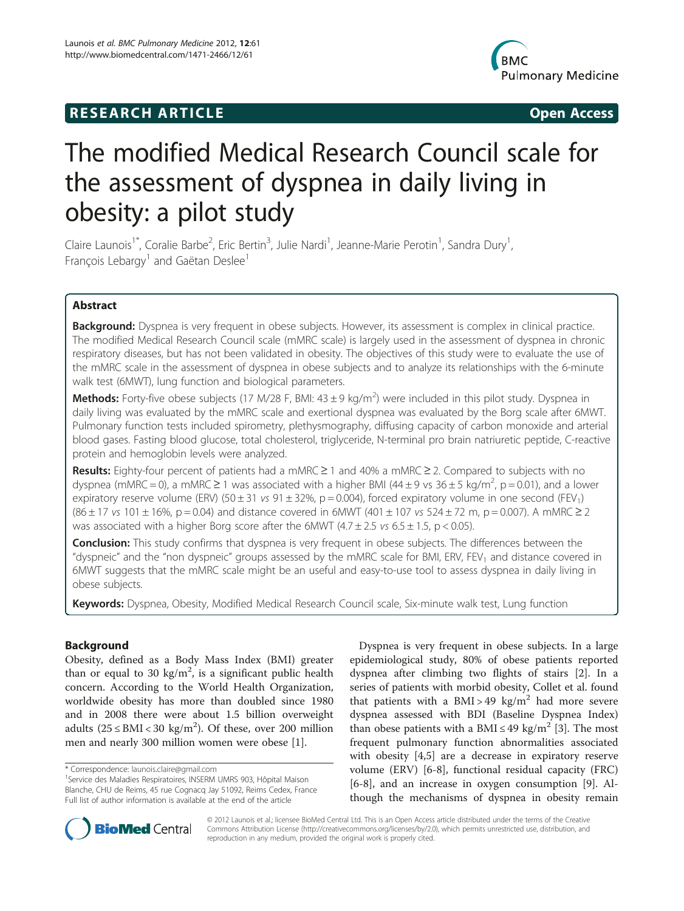**RESEARCH ARTICLE** **Open Access**

# The modified Medical Research Council scale for the assessment of dyspnea in daily living in obesity: a pilot study

Claire Launois[1*], Coralie Barbe[2], Eric Bertin[3], Julie Nardi[1], Jeanne-Marie Perotin[1], Sandra Dury[1], François Lebargy[1] and Gaëtan Deslee[1]

## Abstract

**Background:** Dyspnea is very frequent in obese subjects. However, its assessment is complex in clinical practice. The modified Medical Research Council scale (mMRC scale) is largely used in the assessment of dyspnea in chronic respiratory diseases, but has not been validated in obesity. The objectives of this study were to evaluate the use of the mMRC scale in the assessment of dyspnea in obese subjects and to analyze its relationships with the 6-minute walk test (6MWT), lung function and biological parameters.

**Methods:** Forty-five obese subjects (17 M/28 F, BMI: $43 \pm 9$ kg/m$^2$) were included in this pilot study. Dyspnea in daily living was evaluated by the mMRC scale and exertional dyspnea was evaluated by the Borg scale after 6MWT. Pulmonary function tests included spirometry, plethysmography, diffusing capacity of carbon monoxide and arterial blood gases. Fasting blood glucose, total cholesterol, triglyceride, N-terminal pro brain natriuretic peptide, C-reactive protein and hemoglobin levels were analyzed.

**Results:** Eighty-four percent of patients had a mMRC ≥ 1 and 40% a mMRC ≥ 2. Compared to subjects with no dyspnea (mMRC = 0), a mMRC ≥ 1 was associated with a higher BMI ($44 \pm 9$ vs $36 \pm 5$ kg/m$^2$, p = 0.01), and a lower expiratory reserve volume (ERV) ($50 \pm 31$ *vs* $91 \pm 32$%, p = 0.004), forced expiratory volume in one second ($FEV_1$) ($86 \pm 17$ *vs* $101 \pm 16$%, p = 0.04) and distance covered in 6MWT ($401 \pm 107$ *vs* $524 \pm 72$ m, p = 0.007). A mMRC ≥ 2 was associated with a higher Borg score after the 6MWT ($4.7 \pm 2.5$ vs $6.5 \pm 1.5$, p < 0.05).

**Conclusion:** This study confirms that dyspnea is very frequent in obese subjects. The differences between the "dyspneic" and the "non dyspneic" groups assessed by the mMRC scale for BMI, ERV, $FEV_1$ and distance covered in 6MWT suggests that the mMRC scale might be an useful and easy-to-use tool to assess dyspnea in daily living in obese subjects.

**Keywords:** Dyspnea, Obesity, Modified Medical Research Council scale, Six-minute walk test, Lung function

## Background

Obesity, defined as a Body Mass Index (BMI) greater than or equal to 30 kg/m$^2$, is a significant public health concern. According to the World Health Organization, worldwide obesity has more than doubled since 1980 and in 2008 there were about 1.5 billion overweight adults ($25 \le BMI < 30$ kg/m$^2$). Of these, over 200 million men and nearly 300 million women were obese [1].

Dyspnea is very frequent in obese subjects. In a large epidemiological study, 80% of obese patients reported dyspnea after climbing two flights of stairs [2]. In a series of patients with morbid obesity, Collet et al. found that patients with a BMI > 49 kg/m$^2$ had more severe dyspnea assessed with BDI (Baseline Dyspnea Index) than obese patients with a BMI ≤ 49 kg/m$^2$ [3]. The most frequent pulmonary function abnormalities associated with obesity [4,5] are a decrease in expiratory reserve volume (ERV) [6-8], functional residual capacity (FRC) [6-8], and an increase in oxygen consumption [9]. Although the mechanisms of dyspnea in obesity remain

\* Correspondence: launois.claire@gmail.com
[1]Service des Maladies Respiratoires, INSERM UMRS 903, Hôpital Maison Blanche, CHU de Reims, 45 rue Cognacq Jay 51092, Reims Cedex, France
Full list of author information is available at the end of the article

© 2012 Launois et al.; licensee BioMed Central Ltd. This is an Open Access article distributed under the terms of the Creative Commons Attribution License (http://creativecommons.org/licenses/by/2.0), which permits unrestricted use, distribution, and reproduction in any medium, provided the original work is properly cited.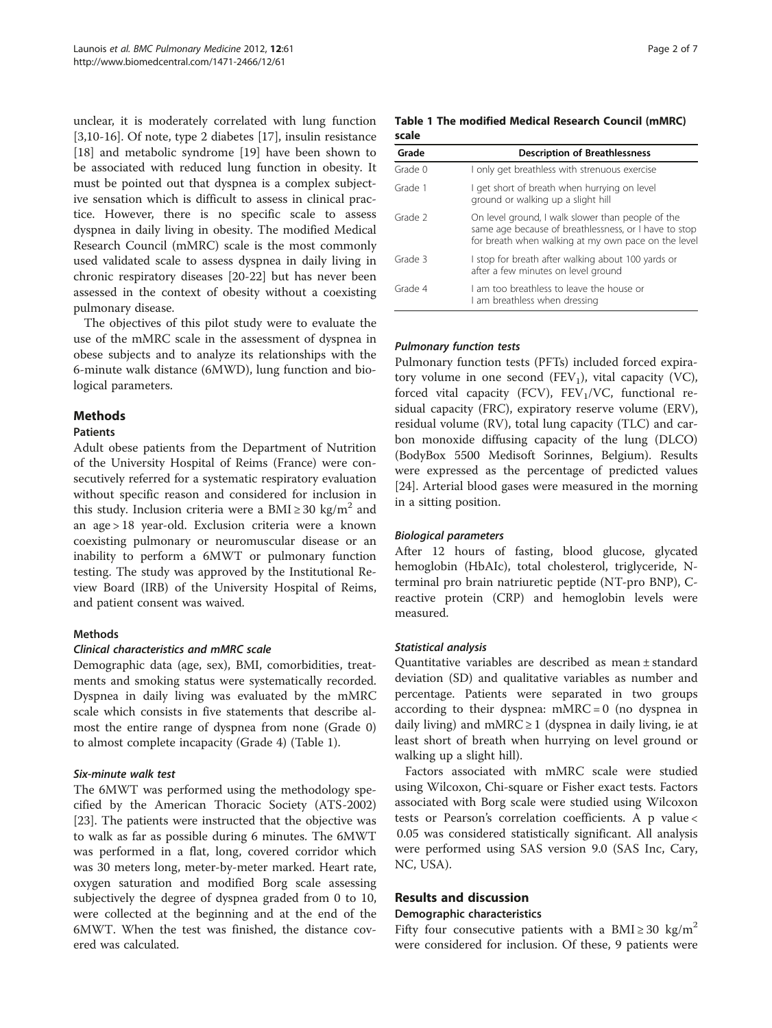unclear, it is moderately correlated with lung function [3,10-16]. Of note, type 2 diabetes [17], insulin resistance [18] and metabolic syndrome [19] have been shown to be associated with reduced lung function in obesity. It must be pointed out that dyspnea is a complex subjective sensation which is difficult to assess in clinical practice. However, there is no specific scale to assess dyspnea in daily living in obesity. The modified Medical Research Council (mMRC) scale is the most commonly used validated scale to assess dyspnea in daily living in chronic respiratory diseases [20-22] but has never been assessed in the context of obesity without a coexisting pulmonary disease.

The objectives of this pilot study were to evaluate the use of the mMRC scale in the assessment of dyspnea in obese subjects and to analyze its relationships with the 6-minute walk distance (6MWD), lung function and biological parameters.

## Methods

### Patients

Adult obese patients from the Department of Nutrition of the University Hospital of Reims (France) were consecutively referred for a systematic respiratory evaluation without specific reason and considered for inclusion in this study. Inclusion criteria were a BMI ≥ 30 kg/m$^2$ and an age > 18 year-old. Exclusion criteria were a known coexisting pulmonary or neuromuscular disease or an inability to perform a 6MWT or pulmonary function testing. The study was approved by the Institutional Review Board (IRB) of the University Hospital of Reims, and patient consent was waived.

### Methods

#### *Clinical characteristics and mMRC scale*

Demographic data (age, sex), BMI, comorbidities, treatments and smoking status were systematically recorded. Dyspnea in daily living was evaluated by the mMRC scale which consists in five statements that describe almost the entire range of dyspnea from none (Grade 0) to almost complete incapacity (Grade 4) (Table 1).

**Table 1 The modified Medical Research Council (mMRC) scale**

| Grade | Description of Breathlessness |
|---|---|
| Grade 0 | I only get breathless with strenuous exercise |
| Grade 1 | I get short of breath when hurrying on level ground or walking up a slight hill |
| Grade 2 | On level ground, I walk slower than people of the same age because of breathlessness, or I have to stop for breath when walking at my own pace on the level |
| Grade 3 | I stop for breath after walking about 100 yards or after a few minutes on level ground |
| Grade 4 | I am too breathless to leave the house or I am breathless when dressing |

#### *Six-minute walk test*

The 6MWT was performed using the methodology specified by the American Thoracic Society (ATS-2002) [23]. The patients were instructed that the objective was to walk as far as possible during 6 minutes. The 6MWT was performed in a flat, long, covered corridor which was 30 meters long, meter-by-meter marked. Heart rate, oxygen saturation and modified Borg scale assessing subjectively the degree of dyspnea graded from 0 to 10, were collected at the beginning and at the end of the 6MWT. When the test was finished, the distance covered was calculated.

#### *Pulmonary function tests*

Pulmonary function tests (PFTs) included forced expiratory volume in one second ($FEV_1$), vital capacity (VC), forced vital capacity (FCV), $FEV_1$/VC, functional residual capacity (FRC), expiratory reserve volume (ERV), residual volume (RV), total lung capacity (TLC) and carbon monoxide diffusing capacity of the lung (DLCO) (BodyBox 5500 Medisoft Sorinnes, Belgium). Results were expressed as the percentage of predicted values [24]. Arterial blood gases were measured in the morning in a sitting position.

#### *Biological parameters*

After 12 hours of fasting, blood glucose, glycated hemoglobin (HbAIc), total cholesterol, triglyceride, N-terminal pro brain natriuretic peptide (NT-pro BNP), C-reactive protein (CRP) and hemoglobin levels were measured.

#### *Statistical analysis*

Quantitative variables are described as mean ± standard deviation (SD) and qualitative variables as number and percentage. Patients were separated in two groups according to their dyspnea: mMRC = 0 (no dyspnea in daily living) and mMRC ≥ 1 (dyspnea in daily living, ie at least short of breath when hurrying on level ground or walking up a slight hill).

Factors associated with mMRC scale were studied using Wilcoxon, Chi-square or Fisher exact tests. Factors associated with Borg scale were studied using Wilcoxon tests or Pearson's correlation coefficients. A p value < 0.05 was considered statistically significant. All analysis were performed using SAS version 9.0 (SAS Inc, Cary, NC, USA).

## Results and discussion

### Demographic characteristics

Fifty four consecutive patients with a BMI ≥ 30 kg/m$^2$ were considered for inclusion. Of these, 9 patients were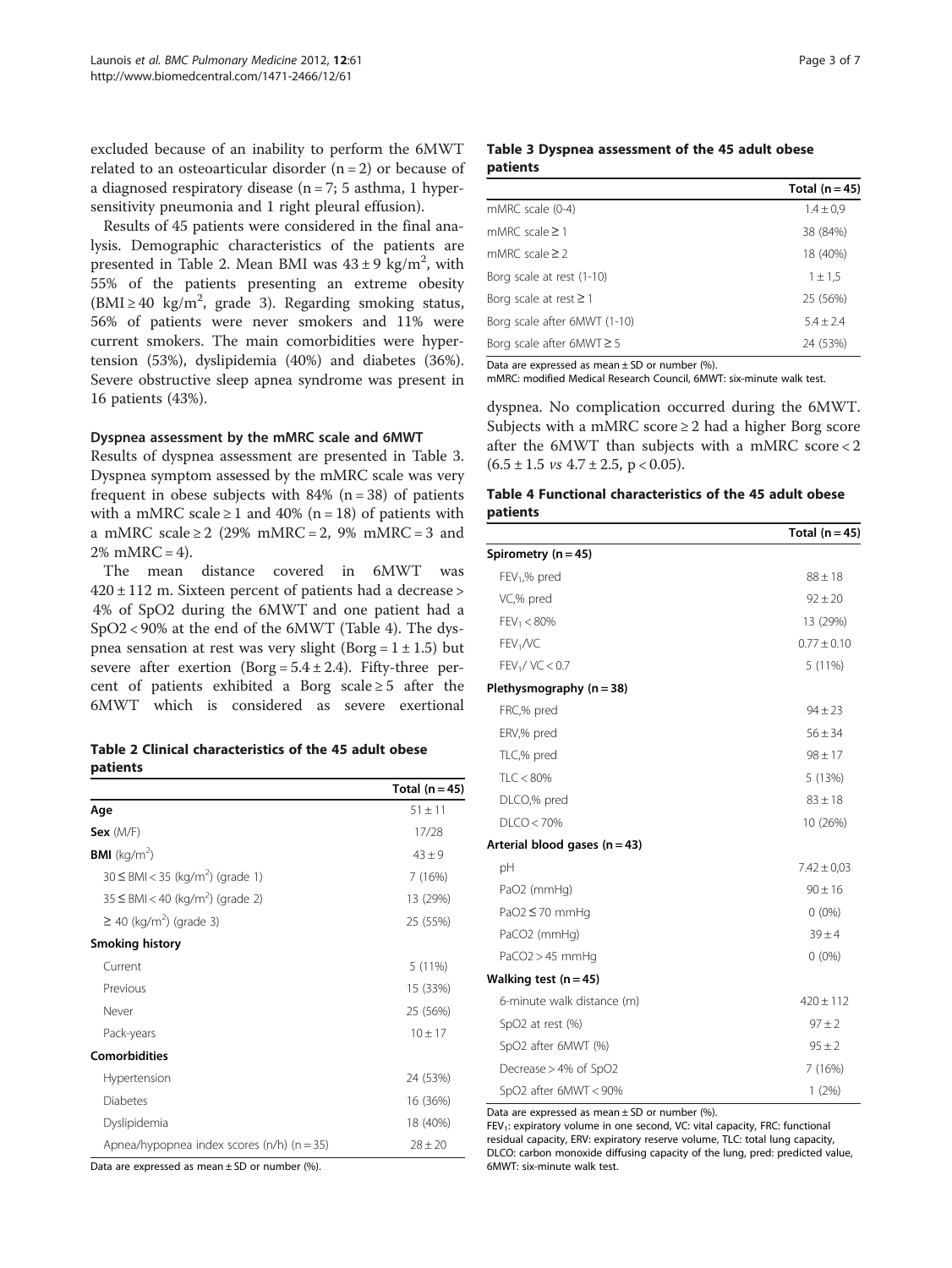excluded because of an inability to perform the 6MWT related to an osteoarticular disorder (n = 2) or because of a diagnosed respiratory disease (n = 7; 5 asthma, 1 hypersensitivity pneumonia and 1 right pleural effusion).

Results of 45 patients were considered in the final analysis. Demographic characteristics of the patients are presented in Table 2. Mean BMI was 43 ± 9 kg/m$^2$, with 55% of the patients presenting an extreme obesity (BMI ≥ 40 kg/m$^2$, grade 3). Regarding smoking status, 56% of patients were never smokers and 11% were current smokers. The main comorbidities were hypertension (53%), dyslipidemia (40%) and diabetes (36%). Severe obstructive sleep apnea syndrome was present in 16 patients (43%).

### Dyspnea assessment by the mMRC scale and 6MWT

Results of dyspnea assessment are presented in Table 3. Dyspnea symptom assessed by the mMRC scale was very frequent in obese subjects with 84% (n = 38) of patients with a mMRC scale ≥ 1 and 40% (n = 18) of patients with a mMRC scale ≥ 2 (29% mMRC = 2, 9% mMRC = 3 and 2% mMRC = 4).

The mean distance covered in 6MWT was 420 ± 112 m. Sixteen percent of patients had a decrease > 4% of SpO2 during the 6MWT and one patient had a SpO2 < 90% at the end of the 6MWT (Table 4). The dyspnea sensation at rest was very slight (Borg = 1 ± 1.5) but severe after exertion (Borg = 5.4 ± 2.4). Fifty-three percent of patients exhibited a Borg scale ≥ 5 after the 6MWT which is considered as severe exertional dyspnea. No complication occurred during the 6MWT. Subjects with a mMRC score ≥ 2 had a higher Borg score after the 6MWT than subjects with a mMRC score < 2 (6.5 ± 1.5 *vs* 4.7 ± 2.5, $p < 0.05$).

**Table 2 Clinical characteristics of the 45 adult obese patients**

| | Total (n = 45) |
|---|---|
| **Age** | 51 ± 11 |
| **Sex** (M/F) | 17/28 |
| **BMI** (kg/m$^2$) | 43 ± 9 |
| 30 ≤ BMI < 35 (kg/m$^2$) (grade 1) | 7 (16%) |
| 35 ≤ BMI < 40 (kg/m$^2$) (grade 2) | 13 (29%) |
| ≥ 40 (kg/m$^2$) (grade 3) | 25 (55%) |
| **Smoking history** | |
| Current | 5 (11%) |
| Previous | 15 (33%) |
| Never | 25 (56%) |
| Pack-years | 10 ± 17 |
| **Comorbidities** | |
| Hypertension | 24 (53%) |
| Diabetes | 16 (36%) |
| Dyslipidemia | 18 (40%) |
| Apnea/hypopnea index scores (n/h) (n = 35) | 28 ± 20 |

Data are expressed as mean ± SD or number (%).

**Table 3 Dyspnea assessment of the 45 adult obese patients**

| | Total (n = 45) |
|---|---|
| mMRC scale (0-4) | 1.4 ± 0,9 |
| mMRC scale ≥ 1 | 38 (84%) |
| mMRC scale ≥ 2 | 18 (40%) |
| Borg scale at rest (1-10) | 1 ± 1,5 |
| Borg scale at rest ≥ 1 | 25 (56%) |
| Borg scale after 6MWT (1-10) | 5.4 ± 2.4 |
| Borg scale after 6MWT ≥ 5 | 24 (53%) |

Data are expressed as mean ± SD or number (%).
mMRC: modified Medical Research Council, 6MWT: six-minute walk test.

**Table 4 Functional characteristics of the 45 adult obese patients**

| | Total (n = 45) |
|---|---|
| **Spirometry (n = 45)** | |
| $FEV_1$,% pred | 88 ± 18 |
| VC,% pred | 92 ± 20 |
| $FEV_1$ < 80% | 13 (29%) |
| $FEV_1$/VC | 0.77 ± 0.10 |
| $FEV_1$/ VC < 0.7 | 5 (11%) |
| **Plethysmography (n = 38)** | |
| FRC,% pred | 94 ± 23 |
| ERV,% pred | 56 ± 34 |
| TLC,% pred | 98 ± 17 |
| TLC < 80% | 5 (13%) |
| DLCO,% pred | 83 ± 18 |
| DLCO < 70% | 10 (26%) |
| **Arterial blood gases (n = 43)** | |
| pH | 7.42 ± 0,03 |
| PaO2 (mmHg) | 90 ± 16 |
| PaO2 ≤ 70 mmHg | 0 (0%) |
| PaCO2 (mmHg) | 39 ± 4 |
| PaCO2 > 45 mmHg | 0 (0%) |
| **Walking test (n = 45)** | |
| 6-minute walk distance (m) | 420 ± 112 |
| SpO2 at rest (%) | 97 ± 2 |
| SpO2 after 6MWT (%) | 95 ± 2 |
| Decrease > 4% of SpO2 | 7 (16%) |
| SpO2 after 6MWT < 90% | 1 (2%) |

Data are expressed as mean ± SD or number (%).
$FEV_1$: expiratory volume in one second, VC: vital capacity, FRC: functional residual capacity, ERV: expiratory reserve volume, TLC: total lung capacity, DLCO: carbon monoxide diffusing capacity of the lung, pred: predicted value, 6MWT: six-minute walk test.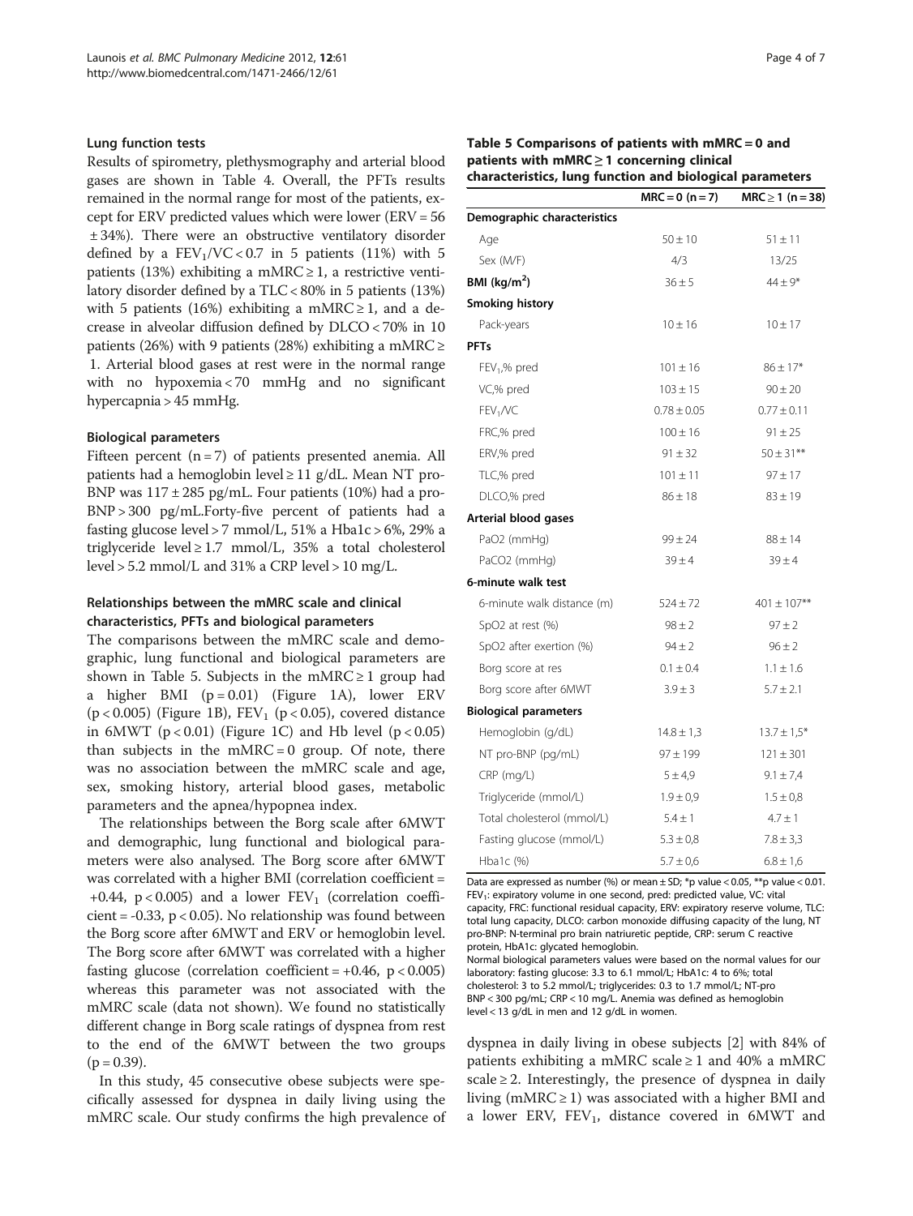### Lung function tests

Results of spirometry, plethysmography and arterial blood gases are shown in Table 4. Overall, the PFTs results remained in the normal range for most of the patients, except for ERV predicted values which were lower (ERV = 56 ± 34%). There were an obstructive ventilatory disorder defined by a $FEV_1/VC < 0.7$ in 5 patients (11%) with 5 patients (13%) exhibiting a mMRC ≥ 1, a restrictive ventilatory disorder defined by a TLC < 80% in 5 patients (13%) with 5 patients (16%) exhibiting a mMRC ≥ 1, and a decrease in alveolar diffusion defined by DLCO < 70% in 10 patients (26%) with 9 patients (28%) exhibiting a mMRC ≥ 1. Arterial blood gases at rest were in the normal range with no hypoxemia < 70 mmHg and no significant hypercapnia > 45 mmHg.

### Biological parameters

Fifteen percent (n = 7) of patients presented anemia. All patients had a hemoglobin level ≥ 11 g/dL. Mean NT pro-BNP was 117 ± 285 pg/mL. Four patients (10%) had a pro-BNP > 300 pg/mL.Forty-five percent of patients had a fasting glucose level > 7 mmol/L, 51% a Hba1c > 6%, 29% a triglyceride level ≥ 1.7 mmol/L, 35% a total cholesterol level > 5.2 mmol/L and 31% a CRP level > 10 mg/L.

### Relationships between the mMRC scale and clinical characteristics, PFTs and biological parameters

The comparisons between the mMRC scale and demographic, lung functional and biological parameters are shown in Table 5. Subjects in the mMRC ≥ 1 group had a higher BMI ($p = 0.01$) (Figure 1A), lower ERV ($p < 0.005$) (Figure 1B), $FEV_1$ ($p < 0.05$), covered distance in 6MWT ($p < 0.01$) (Figure 1C) and Hb level ($p < 0.05$) than subjects in the mMRC = 0 group. Of note, there was no association between the mMRC scale and age, sex, smoking history, arterial blood gases, metabolic parameters and the apnea/hypopnea index.

The relationships between the Borg scale after 6MWT and demographic, lung functional and biological parameters were also analysed. The Borg score after 6MWT was correlated with a higher BMI (correlation coefficient = +0.44, $p < 0.005$) and a lower $FEV_1$ (correlation coefficient = -0.33, $p < 0.05$). No relationship was found between the Borg score after 6MWT and ERV or hemoglobin level. The Borg score after 6MWT was correlated with a higher fasting glucose (correlation coefficient = +0.46, $p < 0.005$) whereas this parameter was not associated with the mMRC scale (data not shown). We found no statistically different change in Borg scale ratings of dyspnea from rest to the end of the 6MWT between the two groups ($p = 0.39$).

In this study, 45 consecutive obese subjects were specifically assessed for dyspnea in daily living using the mMRC scale. Our study confirms the high prevalence of dyspnea in daily living in obese subjects [2] with 84% of patients exhibiting a mMRC scale ≥ 1 and 40% a mMRC scale ≥ 2. Interestingly, the presence of dyspnea in daily living (mMRC ≥ 1) was associated with a higher BMI and a lower ERV, $FEV_1$, distance covered in 6MWT and

**Table 5 Comparisons of patients with mMRC = 0 and patients with mMRC ≥ 1 concerning clinical characteristics, lung function and biological parameters**

| | MRC = 0 (n = 7) | MRC ≥ 1 (n = 38) |
|---|---|---|
| **Demographic characteristics** | | |
| Age | 50 ± 10 | 51 ± 11 |
| Sex (M/F) | 4/3 | 13/25 |
| **BMI (kg/m²)** | 36 ± 5 | 44 ± 9* |
| **Smoking history** | | |
| Pack-years | 10 ± 16 | 10 ± 17 |
| **PFTs** | | |
| $FEV_1$,% pred | 101 ± 16 | 86 ± 17* |
| VC,% pred | 103 ± 15 | 90 ± 20 |
| $FEV_1$/VC | 0.78 ± 0.05 | 0.77 ± 0.11 |
| FRC,% pred | 100 ± 16 | 91 ± 25 |
| ERV,% pred | 91 ± 32 | 50 ± 31** |
| TLC,% pred | 101 ± 11 | 97 ± 17 |
| DLCO,% pred | 86 ± 18 | 83 ± 19 |
| **Arterial blood gases** | | |
| PaO2 (mmHg) | 99 ± 24 | 88 ± 14 |
| PaCO2 (mmHg) | 39 ± 4 | 39 ± 4 |
| **6-minute walk test** | | |
| 6-minute walk distance (m) | 524 ± 72 | 401 ± 107** |
| SpO2 at rest (%) | 98 ± 2 | 97 ± 2 |
| SpO2 after exertion (%) | 94 ± 2 | 96 ± 2 |
| Borg score at res | 0.1 ± 0.4 | 1.1 ± 1.6 |
| Borg score after 6MWT | 3.9 ± 3 | 5.7 ± 2.1 |
| **Biological parameters** | | |
| Hemoglobin (g/dL) | 14.8 ± 1,3 | 13.7 ± 1,5* |
| NT pro-BNP (pg/mL) | 97 ± 199 | 121 ± 301 |
| CRP (mg/L) | 5 ± 4,9 | 9.1 ± 7,4 |
| Triglyceride (mmol/L) | 1.9 ± 0,9 | 1.5 ± 0,8 |
| Total cholesterol (mmol/L) | 5.4 ± 1 | 4.7 ± 1 |
| Fasting glucose (mmol/L) | 5.3 ± 0,8 | 7.8 ± 3,3 |
| Hba1c (%) | 5.7 ± 0,6 | 6.8 ± 1,6 |

Data are expressed as number (%) or mean ± SD; *p value < 0.05, **p value < 0.01. $FEV_1$: expiratory volume in one second, pred: predicted value, VC: vital capacity, FRC: functional residual capacity, ERV: expiratory reserve volume, TLC: total lung capacity, DLCO: carbon monoxide diffusing capacity of the lung, NT pro-BNP: N-terminal pro brain natriuretic peptide, CRP: serum C reactive protein, HbA1c: glycated hemoglobin.
Normal biological parameters values were based on the normal values for our laboratory: fasting glucose: 3.3 to 6.1 mmol/L; HbA1c: 4 to 6%; total cholesterol: 3 to 5.2 mmol/L; triglycerides: 0.3 to 1.7 mmol/L; NT-pro BNP < 300 pg/mL; CRP < 10 mg/L. Anemia was defined as hemoglobin level < 13 g/dL in men and 12 g/dL in women.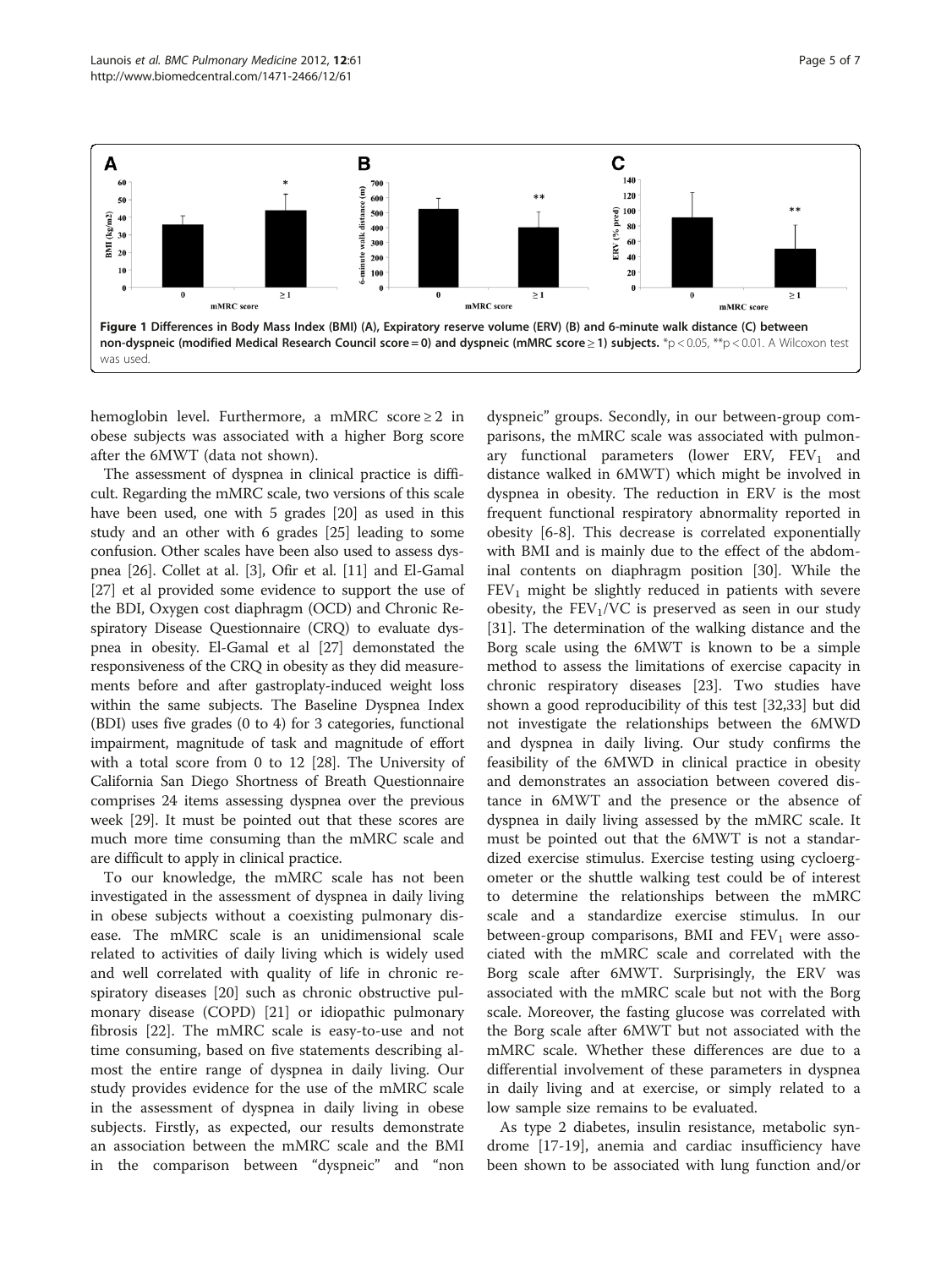**Figure 1 Differences in Body Mass Index (BMI) (A), Expiratory reserve volume (ERV) (B) and 6-minute walk distance (C) between non-dyspneic (modified Medical Research Council score = 0) and dyspneic (mMRC score ≥ 1) subjects.** *p < 0.05, **p < 0.01. A Wilcoxon test was used.

hemoglobin level. Furthermore, a mMRC score ≥ 2 in obese subjects was associated with a higher Borg score after the 6MWT (data not shown).

The assessment of dyspnea in clinical practice is difficult. Regarding the mMRC scale, two versions of this scale have been used, one with 5 grades [20] as used in this study and an other with 6 grades [25] leading to some confusion. Other scales have been also used to assess dyspnea [26]. Collet at al. [3], Ofir et al. [11] and El-Gamal [27] et al provided some evidence to support the use of the BDI, Oxygen cost diaphragm (OCD) and Chronic Respiratory Disease Questionnaire (CRQ) to evaluate dyspnea in obesity. El-Gamal et al [27] demonstrated the responsiveness of the CRQ in obesity as they did measurements before and after gastroplaty-induced weight loss within the same subjects. The Baseline Dyspnea Index (BDI) uses five grades (0 to 4) for 3 categories, functional impairment, magnitude of task and magnitude of effort with a total score from 0 to 12 [28]. The University of California San Diego Shortness of Breath Questionnaire comprises 24 items assessing dyspnea over the previous week [29]. It must be pointed out that these scores are much more time consuming than the mMRC scale and are difficult to apply in clinical practice.

To our knowledge, the mMRC scale has not been investigated in the assessment of dyspnea in daily living in obese subjects without a coexisting pulmonary disease. The mMRC scale is an unidimensional scale related to activities of daily living which is widely used and well correlated with quality of life in chronic respiratory diseases [20] such as chronic obstructive pulmonary disease (COPD) [21] or idiopathic pulmonary fibrosis [22]. The mMRC scale is easy-to-use and not time consuming, based on five statements describing almost the entire range of dyspnea in daily living. Our study provides evidence for the use of the mMRC scale in the assessment of dyspnea in daily living in obese subjects. Firstly, as expected, our results demonstrate an association between the mMRC scale and the BMI in the comparison between "dyspneic" and "non dyspneic" groups. Secondly, in our between-group comparisons, the mMRC scale was associated with pulmonary functional parameters (lower ERV, $FEV_1$ and distance walked in 6MWT) which might be involved in dyspnea in obesity. The reduction in ERV is the most frequent functional respiratory abnormality reported in obesity [6-8]. This decrease is correlated exponentially with BMI and is mainly due to the effect of the abdominal contents on diaphragm position [30]. While the $FEV_1$ might be slightly reduced in patients with severe obesity, the $FEV_1/VC$ is preserved as seen in our study [31]. The determination of the walking distance and the Borg scale using the 6MWT is known to be a simple method to assess the limitations of exercise capacity in chronic respiratory diseases [23]. Two studies have shown a good reproducibility of this test [32,33] but did not investigate the relationships between the 6MWD and dyspnea in daily living. Our study confirms the feasibility of the 6MWD in clinical practice in obesity and demonstrates an association between covered distance in 6MWT and the presence or the absence of dyspnea in daily living assessed by the mMRC scale. It must be pointed out that the 6MWT is not a standardized exercise stimulus. Exercise testing using cycloergometer or the shuttle walking test could be of interest to determine the relationships between the mMRC scale and a standardize exercise stimulus. In our between-group comparisons, BMI and $FEV_1$ were associated with the mMRC scale and correlated with the Borg scale after 6MWT. Surprisingly, the ERV was associated with the mMRC scale but not with the Borg scale. Moreover, the fasting glucose was correlated with the Borg scale after 6MWT but not associated with the mMRC scale. Whether these differences are due to a differential involvement of these parameters in dyspnea in daily living and at exercise, or simply related to a low sample size remains to be evaluated.

As type 2 diabetes, insulin resistance, metabolic syndrome [17-19], anemia and cardiac insufficiency have been shown to be associated with lung function and/or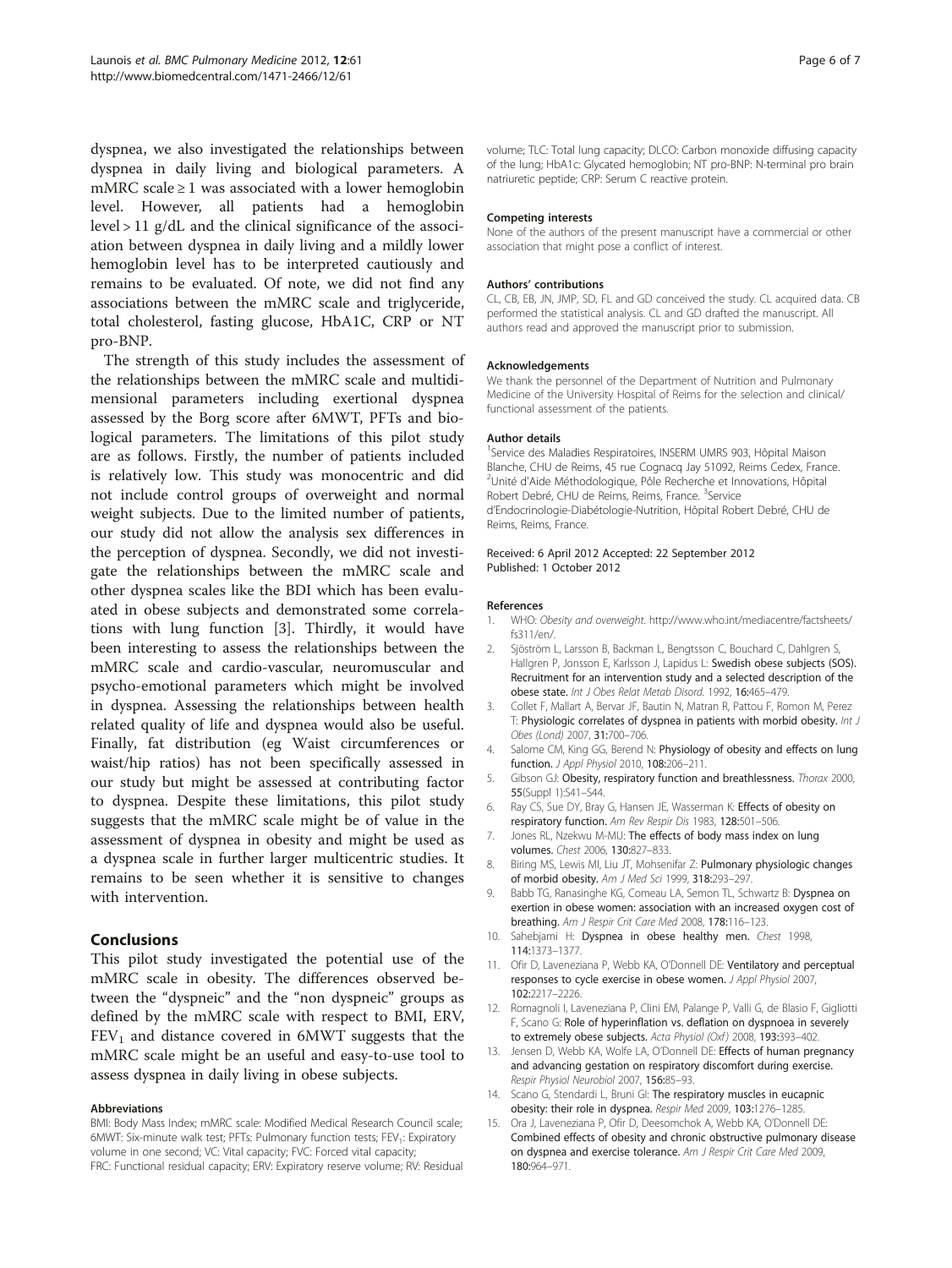dyspnea, we also investigated the relationships between dyspnea in daily living and biological parameters. A mMRC scale ≥ 1 was associated with a lower hemoglobin level. However, all patients had a hemoglobin level > 11 g/dL and the clinical significance of the association between dyspnea in daily living and a mildly lower hemoglobin level has to be interpreted cautiously and remains to be evaluated. Of note, we did not find any associations between the mMRC scale and triglyceride, total cholesterol, fasting glucose, HbA1C, CRP or NT pro-BNP.

The strength of this study includes the assessment of the relationships between the mMRC scale and multidimensional parameters including exertional dyspnea assessed by the Borg score after 6MWT, PFTs and biological parameters. The limitations of this pilot study are as follows. Firstly, the number of patients included is relatively low. This study was monocentric and did not include control groups of overweight and normal weight subjects. Due to the limited number of patients, our study did not allow the analysis sex differences in the perception of dyspnea. Secondly, we did not investigate the relationships between the mMRC scale and other dyspnea scales like the BDI which has been evaluated in obese subjects and demonstrated some correlations with lung function [3]. Thirdly, it would have been interesting to assess the relationships between the mMRC scale and cardio-vascular, neuromuscular and psycho-emotional parameters which might be involved in dyspnea. Assessing the relationships between health related quality of life and dyspnea would also be useful. Finally, fat distribution (eg Waist circumferences or waist/hip ratios) has not been specifically assessed in our study but might be assessed at contributing factor to dyspnea. Despite these limitations, this pilot study suggests that the mMRC scale might be of value in the assessment of dyspnea in obesity and might be used as a dyspnea scale in further larger multicentric studies. It remains to be seen whether it is sensitive to changes with intervention.

## Conclusions

This pilot study investigated the potential use of the mMRC scale in obesity. The differences observed between the "dyspneic" and the "non dyspneic" groups as defined by the mMRC scale with respect to BMI, ERV, $FEV_1$ and distance covered in 6MWT suggests that the mMRC scale might be an useful and easy-to-use tool to assess dyspnea in daily living in obese subjects.

#### Abbreviations

BMI: Body Mass Index; mMRC scale: Modified Medical Research Council scale; 6MWT: Six-minute walk test; PFTs: Pulmonary function tests; $FEV_1$: Expiratory volume in one second; VC: Vital capacity; FVC: Forced vital capacity; FRC: Functional residual capacity; ERV: Expiratory reserve volume; RV: Residual volume; TLC: Total lung capacity; DLCO: Carbon monoxide diffusing capacity of the lung; HbA1c: Glycated hemoglobin; NT pro-BNP: N-terminal pro brain natriuretic peptide; CRP: Serum C reactive protein.

#### Competing interests

None of the authors of the present manuscript have a commercial or other association that might pose a conflict of interest.

#### Authors' contributions

CL, CB, EB, JN, JMP, SD, FL and GD conceived the study. CL acquired data. CB performed the statistical analysis. CL and GD drafted the manuscript. All authors read and approved the manuscript prior to submission.

#### Acknowledgements

We thank the personnel of the Department of Nutrition and Pulmonary Medicine of the University Hospital of Reims for the selection and clinical/functional assessment of the patients.

#### Author details

[1]Service des Maladies Respiratoires, INSERM UMRS 903, Hôpital Maison Blanche, CHU de Reims, 45 rue Cognacq Jay 51092, Reims Cedex, France. [2]Unité d'Aide Méthodologique, Pôle Recherche et Innovations, Hôpital Robert Debré, CHU de Reims, Reims, France. [3]Service d'Endocrinologie-Diabétologie-Nutrition, Hôpital Robert Debré, CHU de Reims, Reims, France.

Received: 6 April 2012 Accepted: 22 September 2012
Published: 1 October 2012

#### References

1. WHO: *Obesity and overweight*. http://www.who.int/mediacentre/factsheets/fs311/en/.
2. Sjöström L, Larsson B, Backman L, Bengtsson C, Bouchard C, Dahlgren S, Hallgren P, Jonsson E, Karlsson J, Lapidus L: **Swedish obese subjects (SOS). Recruitment for an intervention study and a selected description of the obese state.** *Int J Obes Relat Metab Disord.* 1992, **16:**465–479.
3. Collet F, Mallart A, Bervar JF, Bautin N, Matran R, Pattou F, Romon M, Perez T: **Physiologic correlates of dyspnea in patients with morbid obesity.** *Int J Obes (Lond)* 2007, **31:**700–706.
4. Salome CM, King GG, Berend N: **Physiology of obesity and effects on lung function.** *J Appl Physiol* 2010, **108:**206–211.
5. Gibson GJ: **Obesity, respiratory function and breathlessness.** *Thorax* 2000, **55**(Suppl 1):S41–S44.
6. Ray CS, Sue DY, Bray G, Hansen JE, Wasserman K: **Effects of obesity on respiratory function.** *Am Rev Respir Dis* 1983, **128:**501–506.
7. Jones RL, Nzekwu M-MU: **The effects of body mass index on lung volumes.** *Chest* 2006, **130:**827–833.
8. Biring MS, Lewis MI, Liu JT, Mohsenifar Z: **Pulmonary physiologic changes of morbid obesity.** *Am J Med Sci* 1999, **318:**293–297.
9. Babb TG, Ranasinghe KG, Comeau LA, Semon TL, Schwartz B: **Dyspnea on exertion in obese women: association with an increased oxygen cost of breathing.** *Am J Respir Crit Care Med* 2008, **178:**116–123.
10. Sahebjami H: **Dyspnea in obese healthy men.** *Chest* 1998, **114:**1373–1377.
11. Ofir D, Laveneziana P, Webb KA, O'Donnell DE: **Ventilatory and perceptual responses to cycle exercise in obese women.** *J Appl Physiol* 2007, **102:**2217–2226.
12. Romagnoli I, Laveneziana P, Clini EM, Palange P, Valli G, de Blasio F, Gigliotti F, Scano G: **Role of hyperinflation vs. deflation on dyspnoea in severely to extremely obese subjects.** *Acta Physiol (Oxf)* 2008, **193:**393–402.
13. Jensen D, Webb KA, Wolfe LA, O'Donnell DE: **Effects of human pregnancy and advancing gestation on respiratory discomfort during exercise.** *Respir Physiol Neurobiol* 2007, **156:**85–93.
14. Scano G, Stendardi L, Bruni GI: **The respiratory muscles in eucapnic obesity: their role in dyspnea.** *Respir Med* 2009, **103:**1276–1285.
15. Ora J, Laveneziana P, Ofir D, Deesomchok A, Webb KA, O'Donnell DE: **Combined effects of obesity and chronic obstructive pulmonary disease on dyspnea and exercise tolerance.** *Am J Respir Crit Care Med* 2009, **180:**964–971.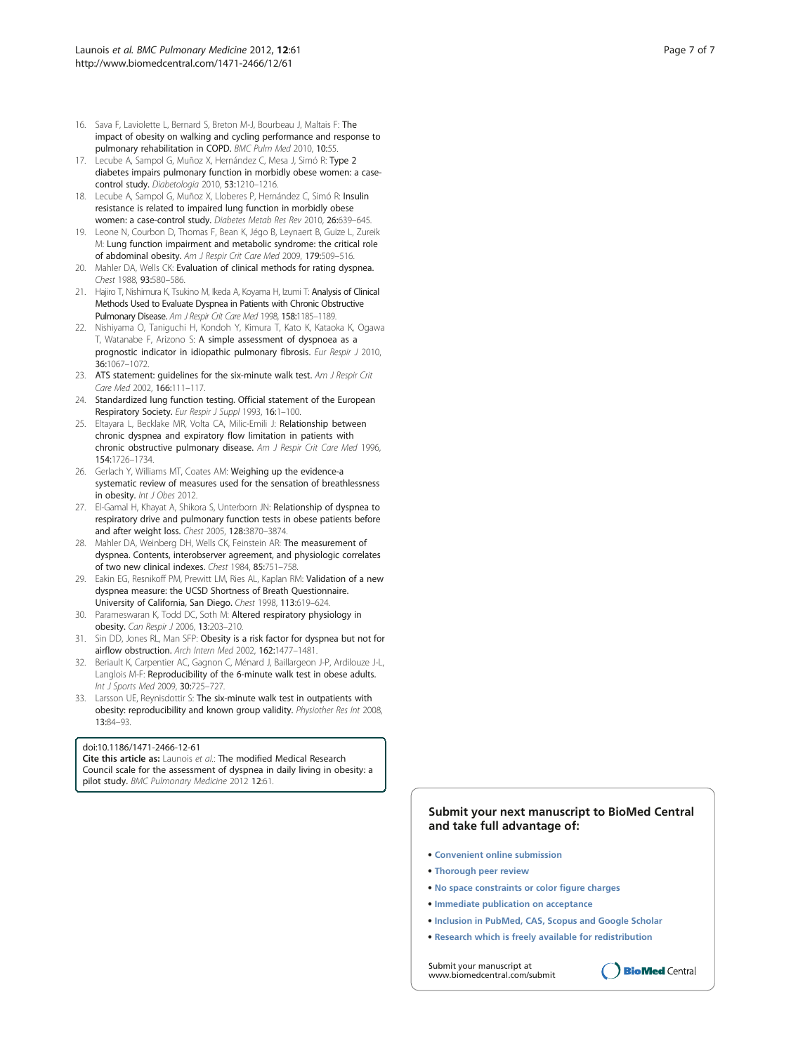16. Sava F, Laviolette L, Bernard S, Breton M-J, Bourbeau J, Maltais F: The impact of obesity on walking and cycling performance and response to pulmonary rehabilitation in COPD. *BMC Pulm Med* 2010, **10:**55.
17. Lecube A, Sampol G, Muñoz X, Hernández C, Mesa J, Simó R: Type 2 diabetes impairs pulmonary function in morbidly obese women: a case-control study. *Diabetologia* 2010, **53:**1210–1216.
18. Lecube A, Sampol G, Muñoz X, Lloberes P, Hernández C, Simó R: Insulin resistance is related to impaired lung function in morbidly obese women: a case-control study. *Diabetes Metab Res Rev* 2010, **26:**639–645.
19. Leone N, Courbon D, Thomas F, Bean K, Jégo B, Leynaert B, Guize L, Zureik M: Lung function impairment and metabolic syndrome: the critical role of abdominal obesity. *Am J Respir Crit Care Med* 2009, **179:**509–516.
20. Mahler DA, Wells CK: Evaluation of clinical methods for rating dyspnea. *Chest* 1988, **93:**580–586.
21. Hajiro T, Nishimura K, Tsukino M, Ikeda A, Koyama H, Izumi T: Analysis of Clinical Methods Used to Evaluate Dyspnea in Patients with Chronic Obstructive Pulmonary Disease. *Am J Respir Crit Care Med* 1998, **158:**1185–1189.
22. Nishiyama O, Taniguchi H, Kondoh Y, Kimura T, Kato K, Kataoka K, Ogawa T, Watanabe F, Arizono S: A simple assessment of dyspnoea as a prognostic indicator in idiopathic pulmonary fibrosis. *Eur Respir J* 2010, **36:**1067–1072.
23. ATS statement: guidelines for the six-minute walk test. *Am J Respir Crit Care Med* 2002, **166:**111–117.
24. Standardized lung function testing. Official statement of the European Respiratory Society. *Eur Respir J Suppl* 1993, **16:**1–100.
25. Eltayara L, Becklake MR, Volta CA, Milic-Emili J: Relationship between chronic dyspnea and expiratory flow limitation in patients with chronic obstructive pulmonary disease. *Am J Respir Crit Care Med* 1996, **154:**1726–1734.
26. Gerlach Y, Williams MT, Coates AM: Weighing up the evidence-a systematic review of measures used for the sensation of breathlessness in obesity. *Int J Obes* 2012.
27. El-Gamal H, Khayat A, Shikora S, Unterborn JN: Relationship of dyspnea to respiratory drive and pulmonary function tests in obese patients before and after weight loss. *Chest* 2005, **128:**3870–3874.
28. Mahler DA, Weinberg DH, Wells CK, Feinstein AR: The measurement of dyspnea. Contents, interobserver agreement, and physiologic correlates of two new clinical indexes. *Chest* 1984, **85:**751–758.
29. Eakin EG, Resnikoff PM, Prewitt LM, Ries AL, Kaplan RM: Validation of a new dyspnea measure: the UCSD Shortness of Breath Questionnaire. University of California, San Diego. *Chest* 1998, **113:**619–624.
30. Parameswaran K, Todd DC, Soth M: Altered respiratory physiology in obesity. *Can Respir J* 2006, **13:**203–210.
31. Sin DD, Jones RL, Man SFP: Obesity is a risk factor for dyspnea but not for airflow obstruction. *Arch Intern Med* 2002, **162:**1477–1481.
32. Beriault K, Carpentier AC, Gagnon C, Ménard J, Baillargeon J-P, Ardilouze J-L, Langlois M-F: Reproducibility of the 6-minute walk test in obese adults. *Int J Sports Med* 2009, **30:**725–727.
33. Larsson UE, Reynisdottir S: The six-minute walk test in outpatients with obesity: reproducibility and known group validity. *Physiother Res Int* 2008, **13:**84–93.

doi:10.1186/1471-2466-12-61

**Cite this article as:** Launois *et al.*: The modified Medical Research Council scale for the assessment of dyspnea in daily living in obesity: a pilot study. *BMC Pulmonary Medicine* 2012 **12**:61.

**Submit your next manuscript to BioMed Central and take full advantage of:**

- **Convenient online submission**
- **Thorough peer review**
- **No space constraints or color figure charges**
- **Immediate publication on acceptance**
- **Inclusion in PubMed, CAS, Scopus and Google Scholar**
- **Research which is freely available for redistribution**

Submit your manuscript at www.biomedcentral.com/submit

BioMed Central